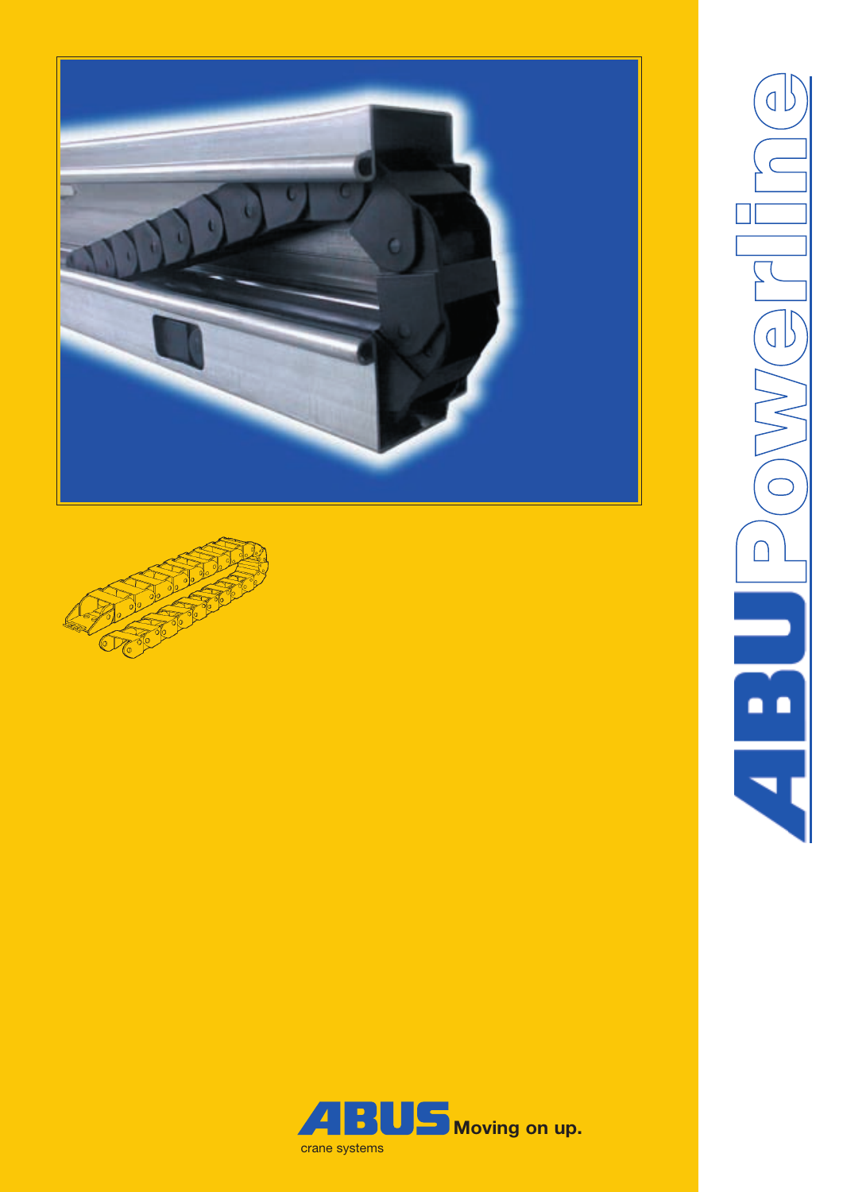# ABUPowerline

ABUS Moving on up.

crane systems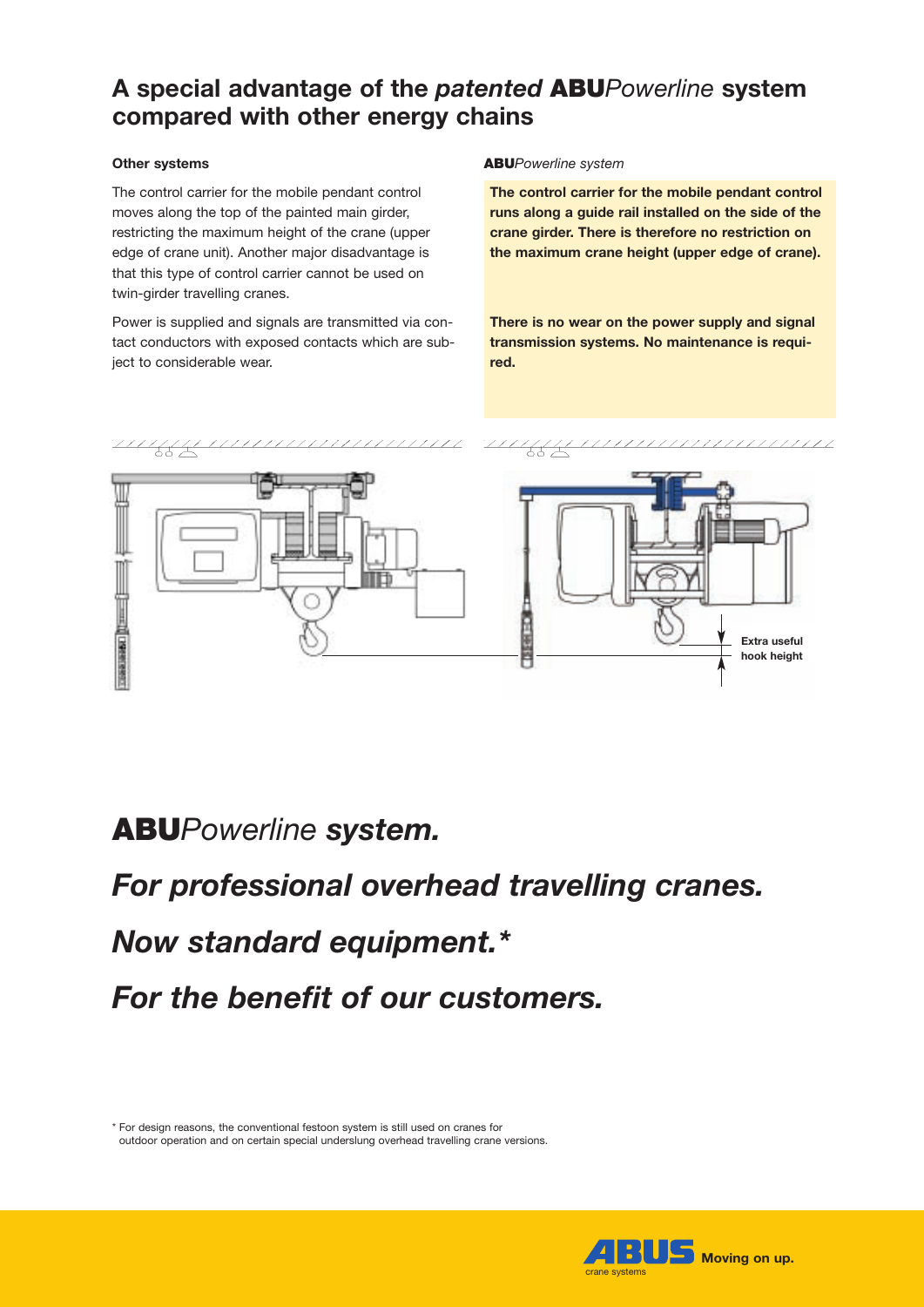## A special advantage of the *patented* **ABU***Powerline* system compared with other energy chains

**Other systems**

The control carrier for the mobile pendant control moves along the top of the painted main girder, restricting the maximum height of the crane (upper edge of crane unit). Another major disadvantage is that this type of control carrier cannot be used on twin-girder travelling cranes.

Power is supplied and signals are transmitted via contact conductors with exposed contacts which are subject to considerable wear.

**ABU***Powerline system*

**The control carrier for the mobile pendant control runs along a guide rail installed on the side of the crane girder. There is therefore no restriction on the maximum crane height (upper edge of crane).**

**There is no wear on the power supply and signal transmission systems. No maintenance is required.**

**Extra useful hook height**

# ***ABU**Powerline* ***system.***

# ***For professional overhead travelling cranes.***

# ***Now standard equipment.\****

# ***For the benefit of our customers.***

\* For design reasons, the conventional festoon system is still used on cranes for outdoor operation and on certain special underslung overhead travelling crane versions.

**ABUS** crane systems **Moving on up.**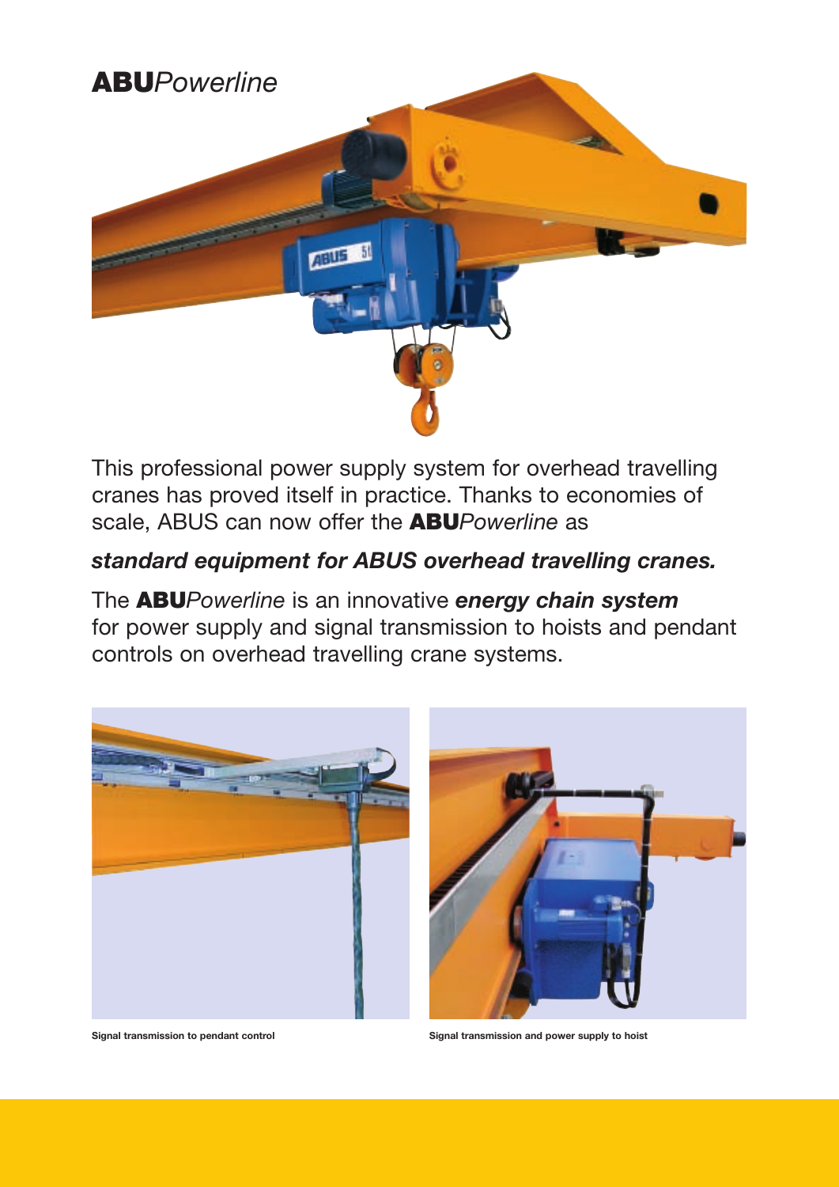# **ABU**_Powerline_

This professional power supply system for overhead travelling cranes has proved itself in practice. Thanks to economies of scale, ABUS can now offer the **ABU**_Powerline_ as

***standard equipment for ABUS overhead travelling cranes.***

The **ABU**_Powerline_ is an innovative ***energy chain system*** for power supply and signal transmission to hoists and pendant controls on overhead travelling crane systems.

**Signal transmission to pendant control**

**Signal transmission and power supply to hoist**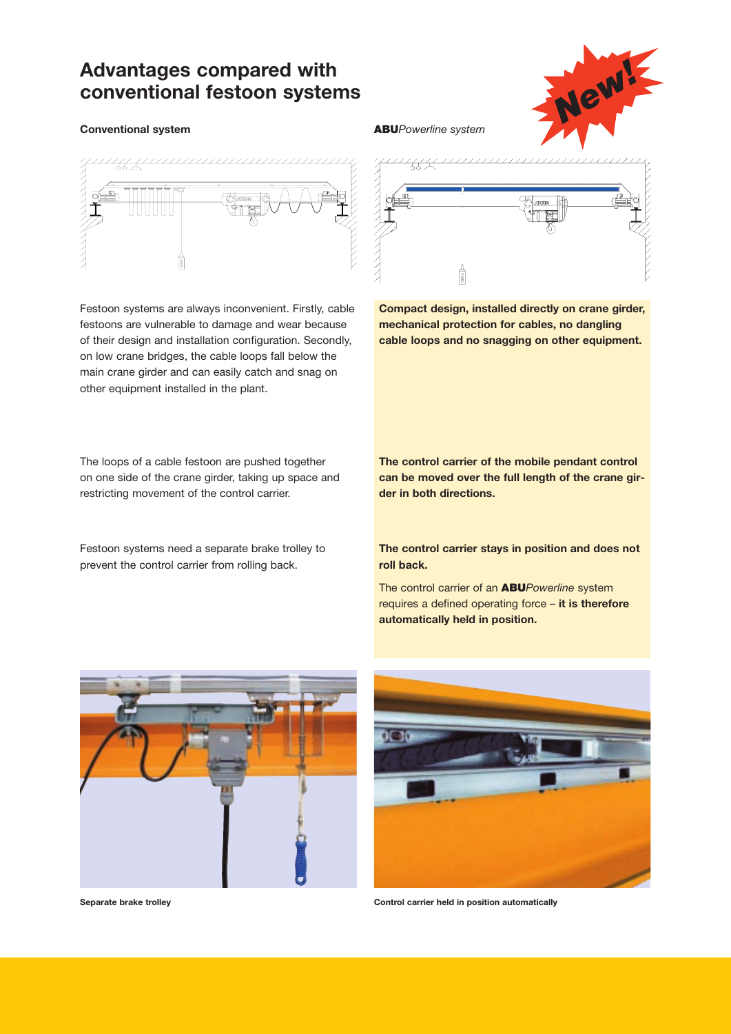# Advantages compared with conventional festoon systems

New!

| Conventional system | **ABU***Powerline* system |
|---|---|
| Festoon systems are always inconvenient. Firstly, cable festoons are vulnerable to damage and wear because of their design and installation configuration. Secondly, on low crane bridges, the cable loops fall below the main crane girder and can easily catch and snag on other equipment installed in the plant. | **Compact design, installed directly on crane girder, mechanical protection for cables, no dangling cable loops and no snagging on other equipment.** |
| The loops of a cable festoon are pushed together on one side of the crane girder, taking up space and restricting movement of the control carrier. | **The control carrier of the mobile pendant control can be moved over the full length of the crane girder in both directions.** |
| Festoon systems need a separate brake trolley to prevent the control carrier from rolling back. | **The control carrier stays in position and does not roll back.** The control carrier of an **ABU***Powerline* system requires a defined operating force – **it is therefore automatically held in position.** |

**Separate brake trolley**

**Control carrier held in position automatically**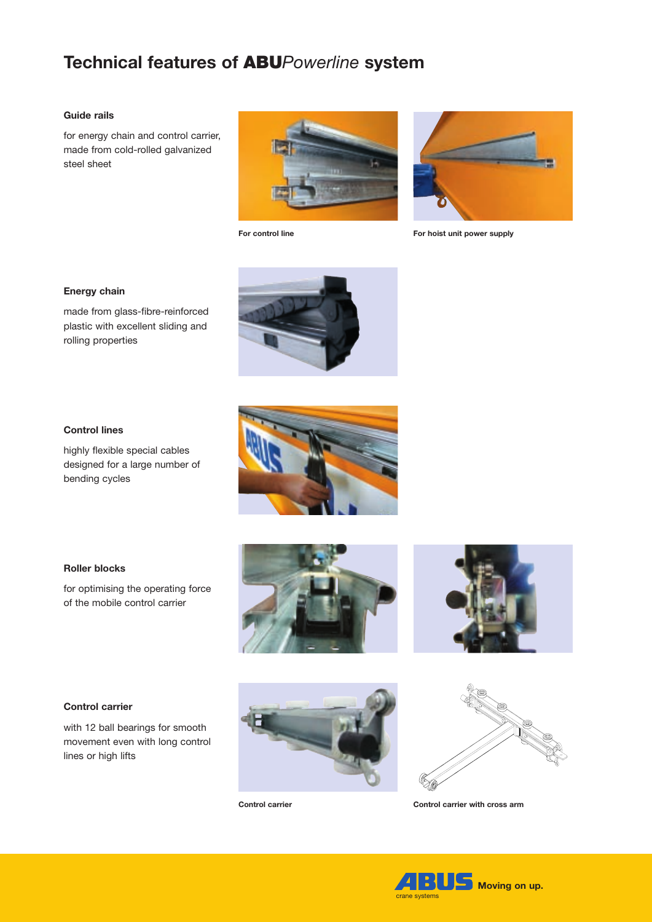# Technical features of **ABU***Powerline* system

**Guide rails**

for energy chain and control carrier, made from cold-rolled galvanized steel sheet

**For control line**

**For hoist unit power supply**

**Energy chain**

made from glass-fibre-reinforced plastic with excellent sliding and rolling properties

**Control lines**

highly flexible special cables designed for a large number of bending cycles

**Roller blocks**

for optimising the operating force of the mobile control carrier

**Control carrier**

with 12 ball bearings for smooth movement even with long control lines or high lifts

**Control carrier**

**Control carrier with cross arm**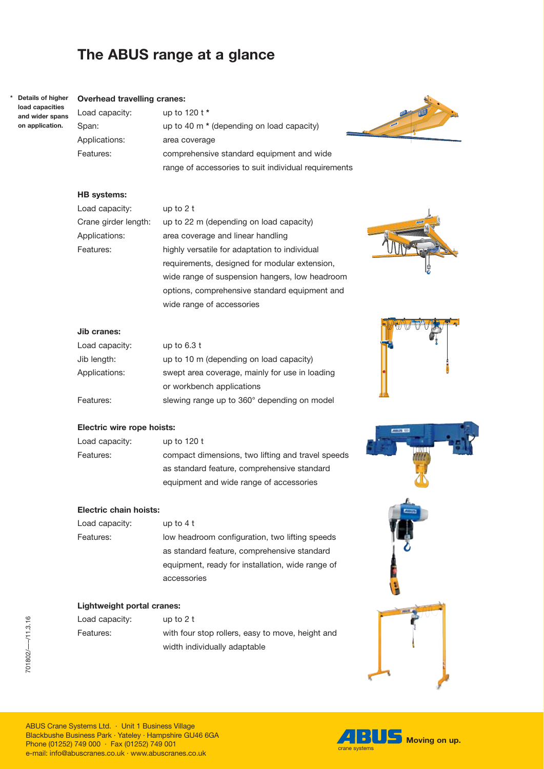# The ABUS range at a glance

* **Details of higher load capacities and wider spans on application.**

### Overhead travelling cranes:

| | |
|---|---|
| Load capacity: | up to 120 t * |
| Span: | up to 40 m * (depending on load capacity) |
| Applications: | area coverage |
| Features: | comprehensive standard equipment and wide range of accessories to suit individual requirements |

### HB systems:

| | |
|---|---|
| Load capacity: | up to 2 t |
| Crane girder length: | up to 22 m (depending on load capacity) |
| Applications: | area coverage and linear handling |
| Features: | highly versatile for adaptation to individual requirements, designed for modular extension, wide range of suspension hangers, low headroom options, comprehensive standard equipment and wide range of accessories |

### Jib cranes:

| | |
|---|---|
| Load capacity: | up to 6.3 t |
| Jib length: | up to 10 m (depending on load capacity) |
| Applications: | swept area coverage, mainly for use in loading or workbench applications |
| Features: | slewing range up to 360° depending on model |

### Electric wire rope hoists:

| | |
|---|---|
| Load capacity: | up to 120 t |
| Features: | compact dimensions, two lifting and travel speeds as standard feature, comprehensive standard equipment and wide range of accessories |

### Electric chain hoists:

| | |
|---|---|
| Load capacity: | up to 4 t |
| Features: | low headroom configuration, two lifting speeds as standard feature, comprehensive standard equipment, ready for installation, wide range of accessories |

### Lightweight portal cranes:

| | |
|---|---|
| Load capacity: | up to 2 t |
| Features: | with four stop rollers, easy to move, height and width individually adaptable |

701802/—/11.3.16

ABUS Crane Systems Ltd. · Unit 1 Business Village
Blackbushe Business Park · Yateley · Hampshire GU46 6GA
Phone (01252) 749 000 · Fax (01252) 749 001
e-mail: info@abuscranes.co.uk · www.abuscranes.co.uk

ABUS crane systems **Moving on up.**